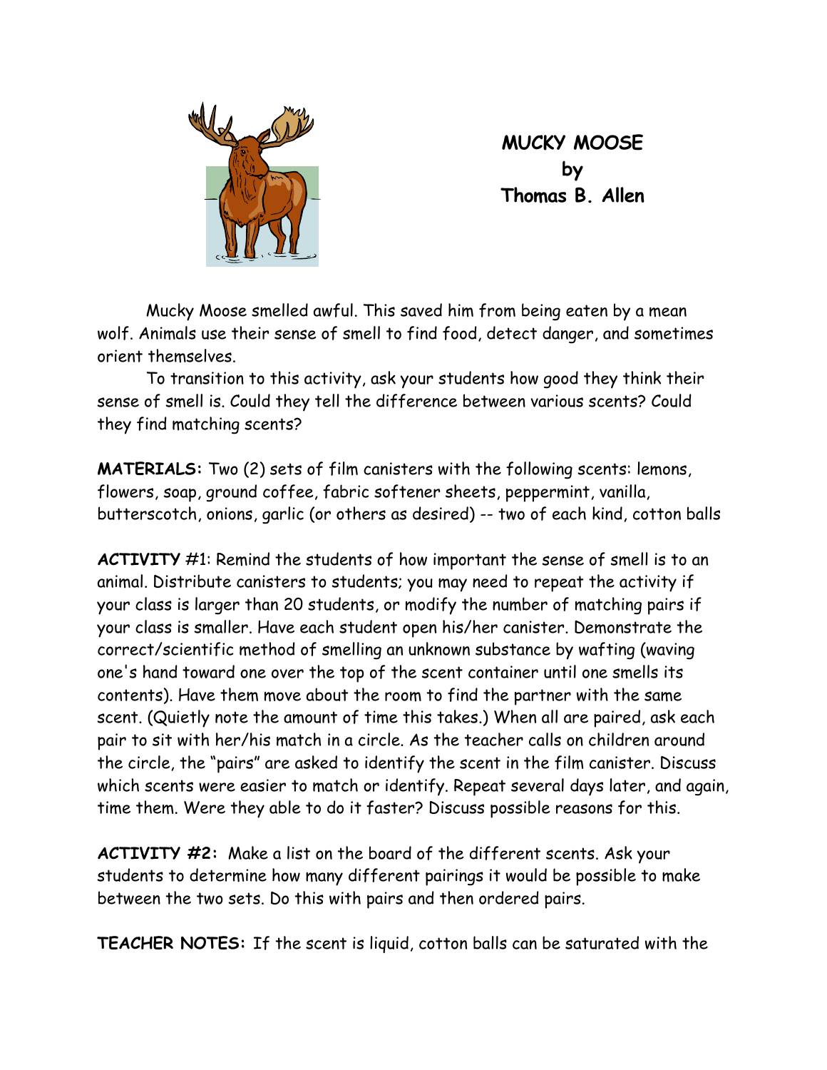**MUCKY MOOSE**
**by**
**Thomas B. Allen**

Mucky Moose smelled awful. This saved him from being eaten by a mean wolf. Animals use their sense of smell to find food, detect danger, and sometimes orient themselves.

To transition to this activity, ask your students how good they think their sense of smell is. Could they tell the difference between various scents? Could they find matching scents?

**MATERIALS:** Two (2) sets of film canisters with the following scents: lemons, flowers, soap, ground coffee, fabric softener sheets, peppermint, vanilla, butterscotch, onions, garlic (or others as desired) -- two of each kind, cotton balls

**ACTIVITY** #1: Remind the students of how important the sense of smell is to an animal. Distribute canisters to students; you may need to repeat the activity if your class is larger than 20 students, or modify the number of matching pairs if your class is smaller. Have each student open his/her canister. Demonstrate the correct/scientific method of smelling an unknown substance by wafting (waving one's hand toward one over the top of the scent container until one smells its contents). Have them move about the room to find the partner with the same scent. (Quietly note the amount of time this takes.) When all are paired, ask each pair to sit with her/his match in a circle. As the teacher calls on children around the circle, the "pairs" are asked to identify the scent in the film canister. Discuss which scents were easier to match or identify. Repeat several days later, and again, time them. Were they able to do it faster? Discuss possible reasons for this.

**ACTIVITY #2:** Make a list on the board of the different scents. Ask your students to determine how many different pairings it would be possible to make between the two sets. Do this with pairs and then ordered pairs.

**TEACHER NOTES:** If the scent is liquid, cotton balls can be saturated with the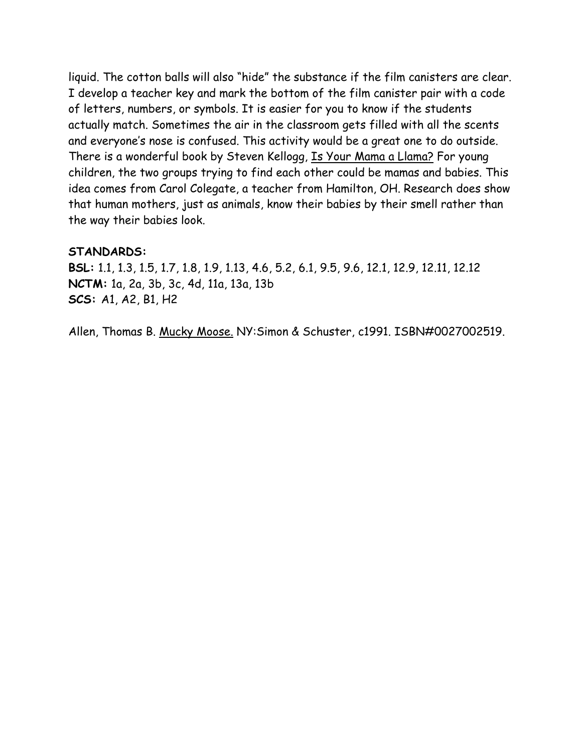liquid. The cotton balls will also "hide" the substance if the film canisters are clear. I develop a teacher key and mark the bottom of the film canister pair with a code of letters, numbers, or symbols. It is easier for you to know if the students actually match. Sometimes the air in the classroom gets filled with all the scents and everyone's nose is confused. This activity would be a great one to do outside. There is a wonderful book by Steven Kellogg, <u>Is Your Mama a Llama?</u> For young children, the two groups trying to find each other could be mamas and babies. This idea comes from Carol Colegate, a teacher from Hamilton, OH. Research does show that human mothers, just as animals, know their babies by their smell rather than the way their babies look.

**STANDARDS:**

**BSL:** 1.1, 1.3, 1.5, 1.7, 1.8, 1.9, 1.13, 4.6, 5.2, 6.1, 9.5, 9.6, 12.1, 12.9, 12.11, 12.12
**NCTM:** 1a, 2a, 3b, 3c, 4d, 11a, 13a, 13b
**SCS:** A1, A2, B1, H2

Allen, Thomas B. <u>Mucky Moose.</u> NY:Simon & Schuster, c1991. ISBN#0027002519.